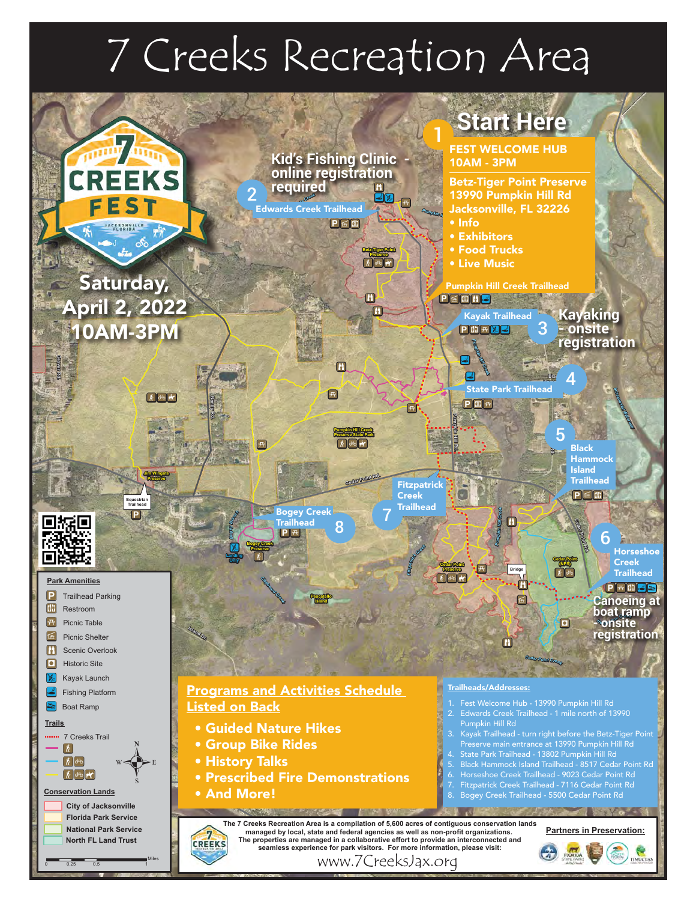# 7 Creeks Recreation Area

7 CREEKS FEST
JACKSONVILLE FLORIDA

**Saturday, April 2, 2022 10AM-3PM**

## Start Here

**1** **FEST WELCOME HUB 10AM - 3PM**

**Betz-Tiger Point Preserve**
**13990 Pumpkin Hill Rd**
**Jacksonville, FL 32226**

- Info
- Exhibitors
- Food Trucks
- Live Music

Pumpkin Hill Creek Trailhead

**2** **Kid's Fishing Clinic - online registration required**
Edwards Creek Trailhead

**3** Kayak Trailhead
**Kayaking - onsite registration**

**4** State Park Trailhead

**5** Black Hammock Island Trailhead

**6** Horseshoe Creek Trailhead
**Canoeing at boat ramp - onsite registration**

**7** Fitzpatrick Creek Trailhead

**8** Bogey Creek Trailhead

Betz-Tiger Point Preserve
Pumpkin Hill Creek Preserve State Park
Jim Wingate Preserve
Equestrian Trailhead
Bogey Creek Preserve
Landing Only
Pescatello Island
Cedar Point Preserve
Cedar Point (NPS)
Bridge

Pumpkin Hill Rd
Cedar Point Rd
Boney Rd
Gavin Rd
Bogey Dr
Island Dr
Clapboard Creek
Fitzpatrick Creek
Pumpkin Hill Creek
Cedar Point Creek
Intracoastal Waterway

### Park Amenities

- P Trailhead Parking
- Restroom
- Picnic Table
- Picnic Shelter
- Scenic Overlook
- Historic Site
- Kayak Launch
- Fishing Platform
- Boat Ramp

### Trails

- 7 Creeks Trail

### Conservation Lands

- City of Jacksonville
- Florida Park Service
- National Park Service
- North FL Land Trust

0 0.25 0.5 1 Miles

## Programs and Activities Schedule Listed on Back

- **Guided Nature Hikes**
- **Group Bike Rides**
- **History Talks**
- **Prescribed Fire Demonstrations**
- **And More!**

### Trailheads/Addresses:

1. Fest Welcome Hub - 13990 Pumpkin Hill Rd
2. Edwards Creek Trailhead - 1 mile north of 13990 Pumpkin Hill Rd
3. Kayak Trailhead - turn right before the Betz-Tiger Point Preserve main entrance at 13990 Pumpkin Hill Rd
4. State Park Trailhead - 13802 Pumpkin Hill Rd
5. Black Hammock Island Trailhead - 8517 Cedar Point Rd
6. Horseshoe Creek Trailhead - 9023 Cedar Point Rd
7. Fitzpatrick Creek Trailhead - 7116 Cedar Point Rd
8. Bogey Creek Trailhead - 5500 Cedar Point Rd

The 7 Creeks Recreation Area is a compilation of 5,600 acres of contiguous conservation lands managed by local, state and federal agencies as well as non-profit organizations. The properties are managed in a collaborative effort to provide an interconnected and seamless experience for park visitors. For more information, please visit:

www.7CreeksJax.org

**Partners in Preservation:**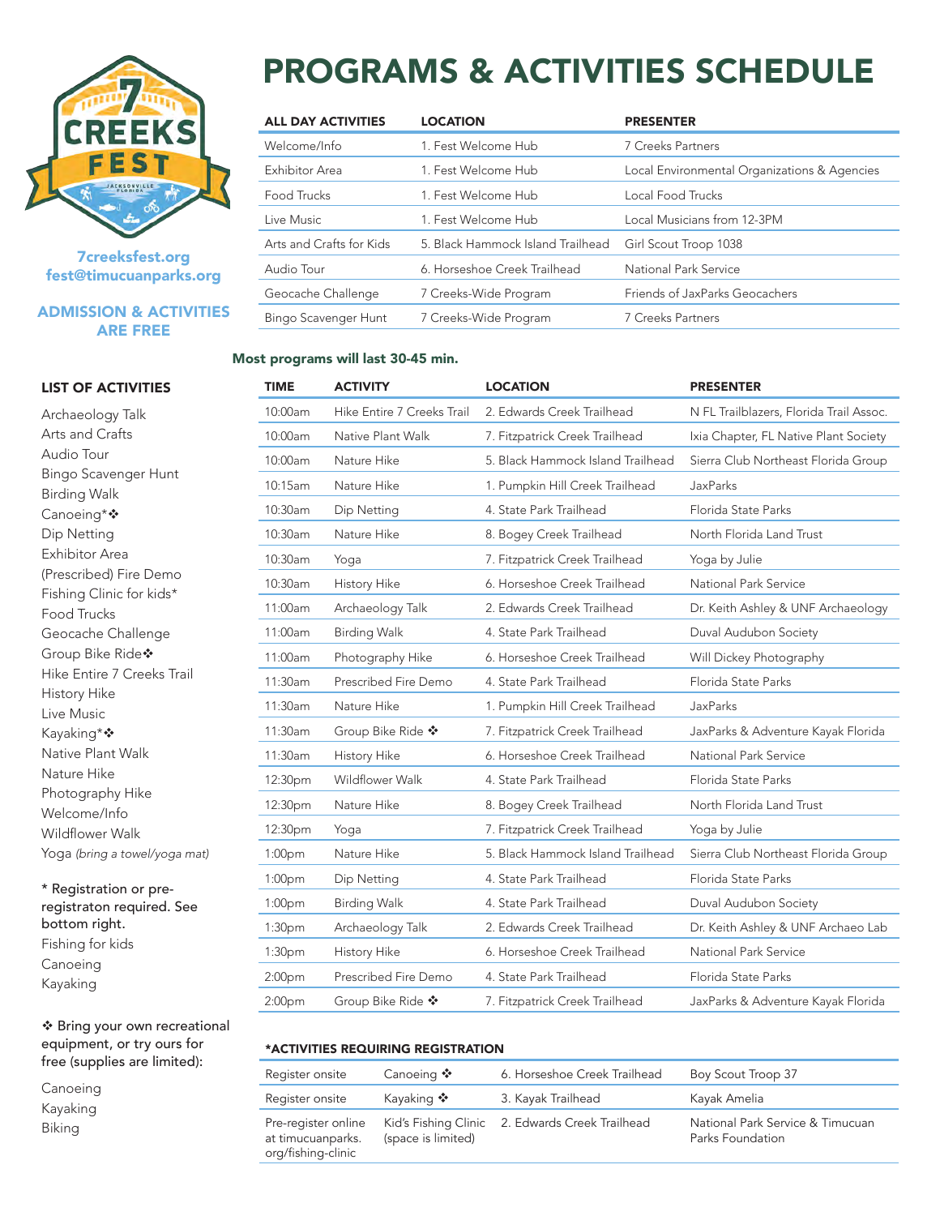7 CREEKS FEST
JACKSONVILLE FLORIDA

7creeksfest.org
fest@timucuanparks.org

**ADMISSION & ACTIVITIES ARE FREE**

# PROGRAMS & ACTIVITIES SCHEDULE

| ALL DAY ACTIVITIES | LOCATION | PRESENTER |
|---|---|---|
| Welcome/Info | 1. Fest Welcome Hub | 7 Creeks Partners |
| Exhibitor Area | 1. Fest Welcome Hub | Local Environmental Organizations & Agencies |
| Food Trucks | 1. Fest Welcome Hub | Local Food Trucks |
| Live Music | 1. Fest Welcome Hub | Local Musicians from 12-3PM |
| Arts and Crafts for Kids | 5. Black Hammock Island Trailhead | Girl Scout Troop 1038 |
| Audio Tour | 6. Horseshoe Creek Trailhead | National Park Service |
| Geocache Challenge | 7 Creeks-Wide Program | Friends of JaxParks Geocachers |
| Bingo Scavenger Hunt | 7 Creeks-Wide Program | 7 Creeks Partners |

**Most programs will last 30-45 min.**

| TIME | ACTIVITY | LOCATION | PRESENTER |
|---|---|---|---|
| 10:00am | Hike Entire 7 Creeks Trail | 2. Edwards Creek Trailhead | N FL Trailblazers, Florida Trail Assoc. |
| 10:00am | Native Plant Walk | 7. Fitzpatrick Creek Trailhead | Ixia Chapter, FL Native Plant Society |
| 10:00am | Nature Hike | 5. Black Hammock Island Trailhead | Sierra Club Northeast Florida Group |
| 10:15am | Nature Hike | 1. Pumpkin Hill Creek Trailhead | JaxParks |
| 10:30am | Dip Netting | 4. State Park Trailhead | Florida State Parks |
| 10:30am | Nature Hike | 8. Bogey Creek Trailhead | North Florida Land Trust |
| 10:30am | Yoga | 7. Fitzpatrick Creek Trailhead | Yoga by Julie |
| 10:30am | History Hike | 6. Horseshoe Creek Trailhead | National Park Service |
| 11:00am | Archaeology Talk | 2. Edwards Creek Trailhead | Dr. Keith Ashley & UNF Archaeology |
| 11:00am | Birding Walk | 4. State Park Trailhead | Duval Audubon Society |
| 11:00am | Photography Hike | 6. Horseshoe Creek Trailhead | Will Dickey Photography |
| 11:30am | Prescribed Fire Demo | 4. State Park Trailhead | Florida State Parks |
| 11:30am | Nature Hike | 1. Pumpkin Hill Creek Trailhead | JaxParks |
| 11:30am | Group Bike Ride ❖ | 7. Fitzpatrick Creek Trailhead | JaxParks & Adventure Kayak Florida |
| 11:30am | History Hike | 6. Horseshoe Creek Trailhead | National Park Service |
| 12:30pm | Wildflower Walk | 4. State Park Trailhead | Florida State Parks |
| 12:30pm | Nature Hike | 8. Bogey Creek Trailhead | North Florida Land Trust |
| 12:30pm | Yoga | 7. Fitzpatrick Creek Trailhead | Yoga by Julie |
| 1:00pm | Nature Hike | 5. Black Hammock Island Trailhead | Sierra Club Northeast Florida Group |
| 1:00pm | Dip Netting | 4. State Park Trailhead | Florida State Parks |
| 1:00pm | Birding Walk | 4. State Park Trailhead | Duval Audubon Society |
| 1:30pm | Archaeology Talk | 2. Edwards Creek Trailhead | Dr. Keith Ashley & UNF Archaeo Lab |
| 1:30pm | History Hike | 6. Horseshoe Creek Trailhead | National Park Service |
| 2:00pm | Prescribed Fire Demo | 4. State Park Trailhead | Florida State Parks |
| 2:00pm | Group Bike Ride ❖ | 7. Fitzpatrick Creek Trailhead | JaxParks & Adventure Kayak Florida |

## LIST OF ACTIVITIES

- Archaeology Talk
- Arts and Crafts
- Audio Tour
- Bingo Scavenger Hunt
- Birding Walk
- Canoeing*❖
- Dip Netting
- Exhibitor Area
- (Prescribed) Fire Demo
- Fishing Clinic for kids*
- Food Trucks
- Geocache Challenge
- Group Bike Ride❖
- Hike Entire 7 Creeks Trail
- History Hike
- Live Music
- Kayaking*❖
- Native Plant Walk
- Nature Hike
- Photography Hike
- Welcome/Info
- Wildflower Walk
- Yoga *(bring a towel/yoga mat)*

\* Registration or pre-registraton required. See bottom right.

- Fishing for kids
- Canoeing
- Kayaking

❖ Bring your own recreational equipment, or try ours for free (supplies are limited):

- Canoeing
- Kayaking
- Biking

## *ACTIVITIES REQUIRING REGISTRATION

| | | | |
|---|---|---|---|
| Register onsite | Canoeing ❖ | 6. Horseshoe Creek Trailhead | Boy Scout Troop 37 |
| Register onsite | Kayaking ❖ | 3. Kayak Trailhead | Kayak Amelia |
| Pre-register online at timucuanparks.org/fishing-clinic | Kid's Fishing Clinic (space is limited) | 2. Edwards Creek Trailhead | National Park Service & Timucuan Parks Foundation |